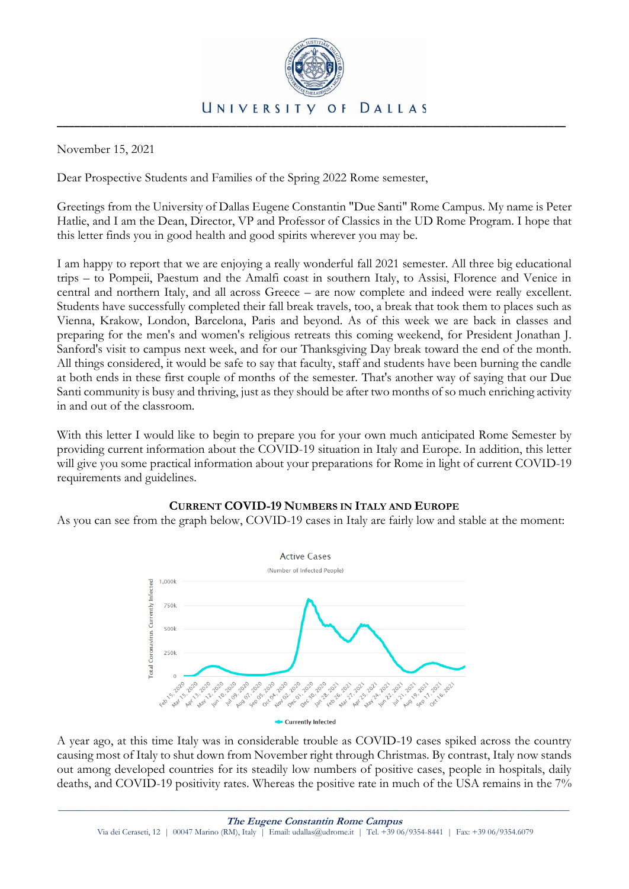November 15, 2021

Dear Prospective Students and Families of the Spring 2022 Rome semester,

Greetings from the University of Dallas Eugene Constantin "Due Santi" Rome Campus. My name is Peter Hatlie, and I am the Dean, Director, VP and Professor of Classics in the UD Rome Program. I hope that this letter finds you in good health and good spirits wherever you may be.

I am happy to report that we are enjoying a really wonderful fall 2021 semester. All three big educational trips – to Pompeii, Paestum and the Amalfi coast in southern Italy, to Assisi, Florence and Venice in central and northern Italy, and all across Greece – are now complete and indeed were really excellent. Students have successfully completed their fall break travels, too, a break that took them to places such as Vienna, Krakow, London, Barcelona, Paris and beyond. As of this week we are back in classes and preparing for the men's and women's religious retreats this coming weekend, for President Jonathan J. Sanford's visit to campus next week, and for our Thanksgiving Day break toward the end of the month. All things considered, it would be safe to say that faculty, staff and students have been burning the candle at both ends in these first couple of months of the semester. That's another way of saying that our Due Santi community is busy and thriving, just as they should be after two months of so much enriching activity in and out of the classroom.

With this letter I would like to begin to prepare you for your own much anticipated Rome Semester by providing current information about the COVID-19 situation in Italy and Europe. In addition, this letter will give you some practical information about your preparations for Rome in light of current COVID-19 requirements and guidelines.

## Current COVID-19 Numbers in Italy and Europe

As you can see from the graph below, COVID-19 cases in Italy are fairly low and stable at the moment:

A year ago, at this time Italy was in considerable trouble as COVID-19 cases spiked across the country causing most of Italy to shut down from November right through Christmas. By contrast, Italy now stands out among developed countries for its steadily low numbers of positive cases, people in hospitals, daily deaths, and COVID-19 positivity rates. Whereas the positive rate in much of the USA remains in the 7%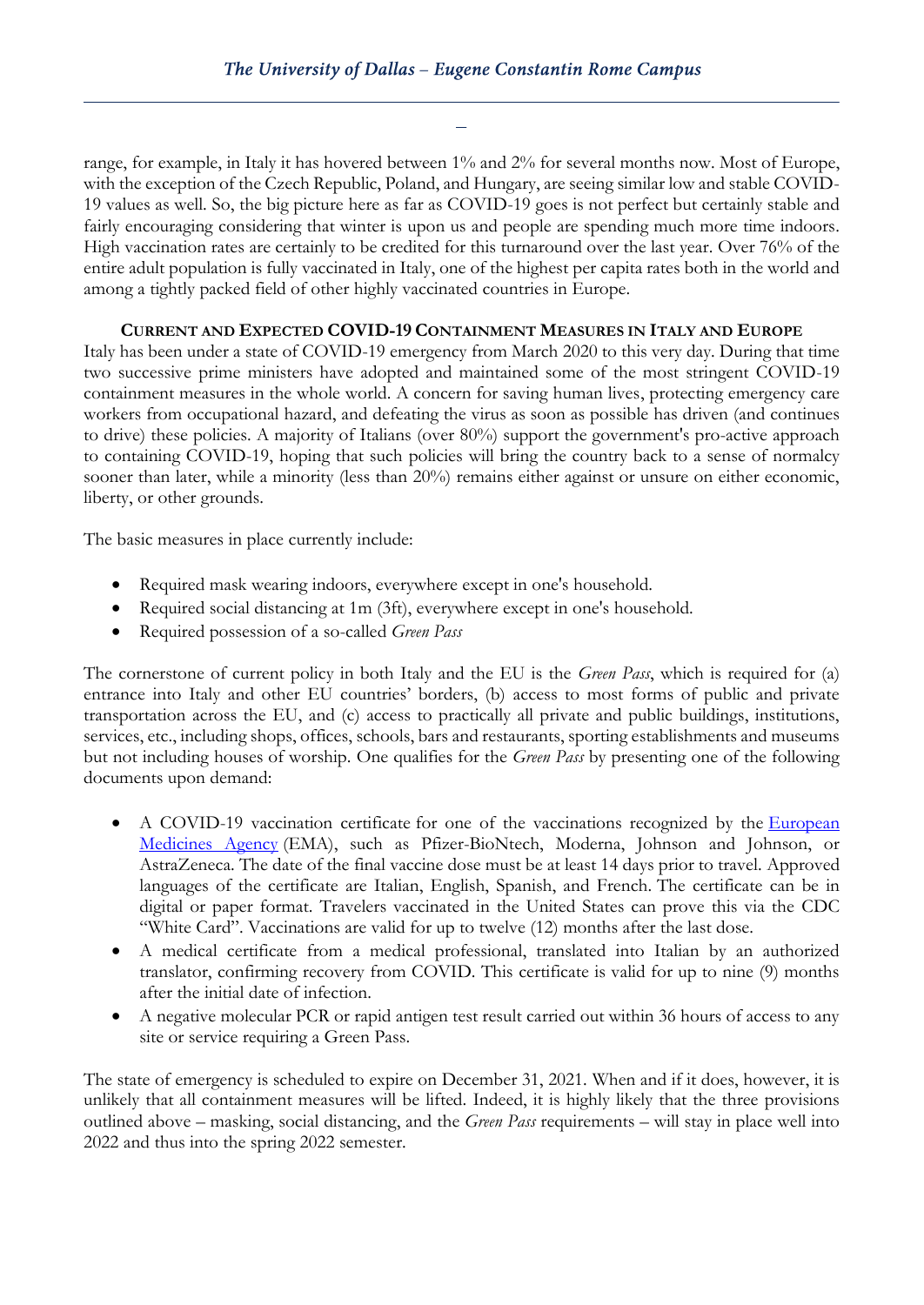range, for example, in Italy it has hovered between 1% and 2% for several months now. Most of Europe, with the exception of the Czech Republic, Poland, and Hungary, are seeing similar low and stable COVID-19 values as well. So, the big picture here as far as COVID-19 goes is not perfect but certainly stable and fairly encouraging considering that winter is upon us and people are spending much more time indoors. High vaccination rates are certainly to be credited for this turnaround over the last year. Over 76% of the entire adult population is fully vaccinated in Italy, one of the highest per capita rates both in the world and among a tightly packed field of other highly vaccinated countries in Europe.

## Current and Expected COVID-19 Containment Measures in Italy and Europe

Italy has been under a state of COVID-19 emergency from March 2020 to this very day. During that time two successive prime ministers have adopted and maintained some of the most stringent COVID-19 containment measures in the whole world. A concern for saving human lives, protecting emergency care workers from occupational hazard, and defeating the virus as soon as possible has driven (and continues to drive) these policies. A majority of Italians (over 80%) support the government's pro-active approach to containing COVID-19, hoping that such policies will bring the country back to a sense of normalcy sooner than later, while a minority (less than 20%) remains either against or unsure on either economic, liberty, or other grounds.

The basic measures in place currently include:

- Required mask wearing indoors, everywhere except in one's household.
- Required social distancing at 1m (3ft), everywhere except in one's household.
- Required possession of a so-called *Green Pass*

The cornerstone of current policy in both Italy and the EU is the *Green Pass*, which is required for (a) entrance into Italy and other EU countries' borders, (b) access to most forms of public and private transportation across the EU, and (c) access to practically all private and public buildings, institutions, services, etc., including shops, offices, schools, bars and restaurants, sporting establishments and museums but not including houses of worship. One qualifies for the *Green Pass* by presenting one of the following documents upon demand:

- A COVID-19 vaccination certificate for one of the vaccinations recognized by the [European Medicines Agency]() (EMA), such as Pfizer-BioNtech, Moderna, Johnson and Johnson, or AstraZeneca. The date of the final vaccine dose must be at least 14 days prior to travel. Approved languages of the certificate are Italian, English, Spanish, and French. The certificate can be in digital or paper format. Travelers vaccinated in the United States can prove this via the CDC "White Card". Vaccinations are valid for up to twelve (12) months after the last dose.
- A medical certificate from a medical professional, translated into Italian by an authorized translator, confirming recovery from COVID. This certificate is valid for up to nine (9) months after the initial date of infection.
- A negative molecular PCR or rapid antigen test result carried out within 36 hours of access to any site or service requiring a Green Pass.

The state of emergency is scheduled to expire on December 31, 2021. When and if it does, however, it is unlikely that all containment measures will be lifted. Indeed, it is highly likely that the three provisions outlined above – masking, social distancing, and the *Green Pass* requirements – will stay in place well into 2022 and thus into the spring 2022 semester.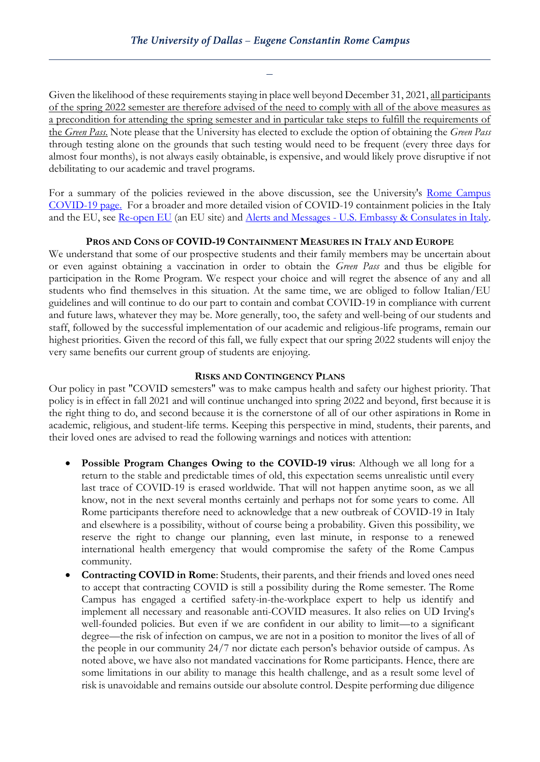Given the likelihood of these requirements staying in place well beyond December 31, 2021, <u>all participants of the spring 2022 semester are therefore advised of the need to comply with all of the above measures as a precondition for attending the spring semester and in particular take steps to fulfill the requirements of the *Green Pass*.</u> Note please that the University has elected to exclude the option of obtaining the *Green Pass* through testing alone on the grounds that such testing would need to be frequent (every three days for almost four months), is not always easily obtainable, is expensive, and would likely prove disruptive if not debilitating to our academic and travel programs.

For a summary of the policies reviewed in the above discussion, see the University's Rome Campus COVID-19 page. For a broader and more detailed vision of COVID-19 containment policies in the Italy and the EU, see Re-open EU (an EU site) and Alerts and Messages - U.S. Embassy & Consulates in Italy.

### PROS AND CONS OF COVID-19 CONTAINMENT MEASURES IN ITALY AND EUROPE

We understand that some of our prospective students and their family members may be uncertain about or even against obtaining a vaccination in order to obtain the *Green Pass* and thus be eligible for participation in the Rome Program. We respect your choice and will regret the absence of any and all students who find themselves in this situation. At the same time, we are obliged to follow Italian/EU guidelines and will continue to do our part to contain and combat COVID-19 in compliance with current and future laws, whatever they may be. More generally, too, the safety and well-being of our students and staff, followed by the successful implementation of our academic and religious-life programs, remain our highest priorities. Given the record of this fall, we fully expect that our spring 2022 students will enjoy the very same benefits our current group of students are enjoying.

### RISKS AND CONTINGENCY PLANS

Our policy in past "COVID semesters" was to make campus health and safety our highest priority. That policy is in effect in fall 2021 and will continue unchanged into spring 2022 and beyond, first because it is the right thing to do, and second because it is the cornerstone of all of our other aspirations in Rome in academic, religious, and student-life terms. Keeping this perspective in mind, students, their parents, and their loved ones are advised to read the following warnings and notices with attention:

- **Possible Program Changes Owing to the COVID-19 virus**: Although we all long for a return to the stable and predictable times of old, this expectation seems unrealistic until every last trace of COVID-19 is erased worldwide. That will not happen anytime soon, as we all know, not in the next several months certainly and perhaps not for some years to come. All Rome participants therefore need to acknowledge that a new outbreak of COVID-19 in Italy and elsewhere is a possibility, without of course being a probability. Given this possibility, we reserve the right to change our planning, even last minute, in response to a renewed international health emergency that would compromise the safety of the Rome Campus community.
- **Contracting COVID in Rome**: Students, their parents, and their friends and loved ones need to accept that contracting COVID is still a possibility during the Rome semester. The Rome Campus has engaged a certified safety-in-the-workplace expert to help us identify and implement all necessary and reasonable anti-COVID measures. It also relies on UD Irving's well-founded policies. But even if we are confident in our ability to limit—to a significant degree—the risk of infection on campus, we are not in a position to monitor the lives of all of the people in our community 24/7 nor dictate each person's behavior outside of campus. As noted above, we have also not mandated vaccinations for Rome participants. Hence, there are some limitations in our ability to manage this health challenge, and as a result some level of risk is unavoidable and remains outside our absolute control. Despite performing due diligence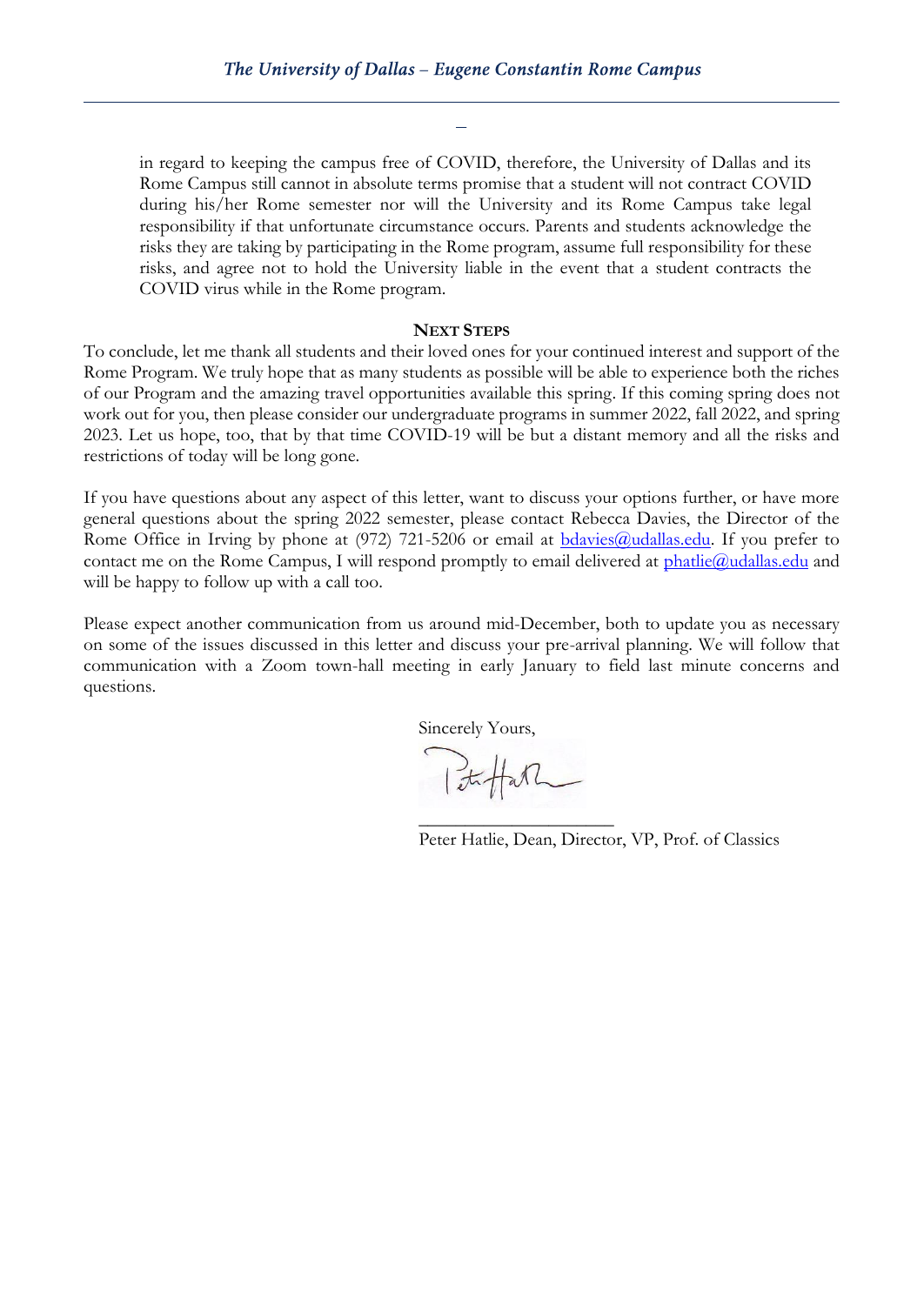in regard to keeping the campus free of COVID, therefore, the University of Dallas and its Rome Campus still cannot in absolute terms promise that a student will not contract COVID during his/her Rome semester nor will the University and its Rome Campus take legal responsibility if that unfortunate circumstance occurs. Parents and students acknowledge the risks they are taking by participating in the Rome program, assume full responsibility for these risks, and agree not to hold the University liable in the event that a student contracts the COVID virus while in the Rome program.

## NEXT STEPS

To conclude, let me thank all students and their loved ones for your continued interest and support of the Rome Program. We truly hope that as many students as possible will be able to experience both the riches of our Program and the amazing travel opportunities available this spring. If this coming spring does not work out for you, then please consider our undergraduate programs in summer 2022, fall 2022, and spring 2023. Let us hope, too, that by that time COVID-19 will be but a distant memory and all the risks and restrictions of today will be long gone.

If you have questions about any aspect of this letter, want to discuss your options further, or have more general questions about the spring 2022 semester, please contact Rebecca Davies, the Director of the Rome Office in Irving by phone at (972) 721-5206 or email at bdavies@udallas.edu. If you prefer to contact me on the Rome Campus, I will respond promptly to email delivered at phatlie@udallas.edu and will be happy to follow up with a call too.

Please expect another communication from us around mid-December, both to update you as necessary on some of the issues discussed in this letter and discuss your pre-arrival planning. We will follow that communication with a Zoom town-hall meeting in early January to field last minute concerns and questions.

Sincerely Yours,

Peter Hatlie, Dean, Director, VP, Prof. of Classics